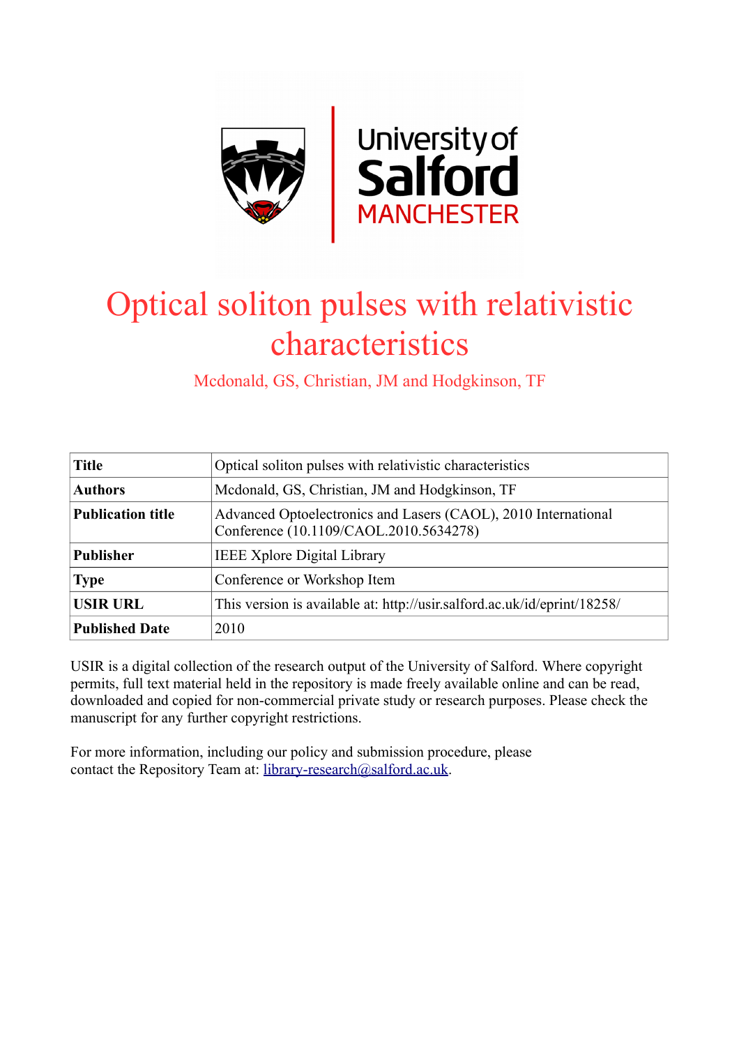# Optical soliton pulses with relativistic characteristics

Mcdonald, GS, Christian, JM and Hodgkinson, TF

| **Title** | Optical soliton pulses with relativistic characteristics |
|---|---|
| **Authors** | Mcdonald, GS, Christian, JM and Hodgkinson, TF |
| **Publication title** | Advanced Optoelectronics and Lasers (CAOL), 2010 International Conference (10.1109/CAOL.2010.5634278) |
| **Publisher** | IEEE Xplore Digital Library |
| **Type** | Conference or Workshop Item |
| **USIR URL** | This version is available at: http://usir.salford.ac.uk/id/eprint/18258/ |
| **Published Date** | 2010 |

USIR is a digital collection of the research output of the University of Salford. Where copyright permits, full text material held in the repository is made freely available online and can be read, downloaded and copied for non-commercial private study or research purposes. Please check the manuscript for any further copyright restrictions.

For more information, including our policy and submission procedure, please contact the Repository Team at: library-research@salford.ac.uk.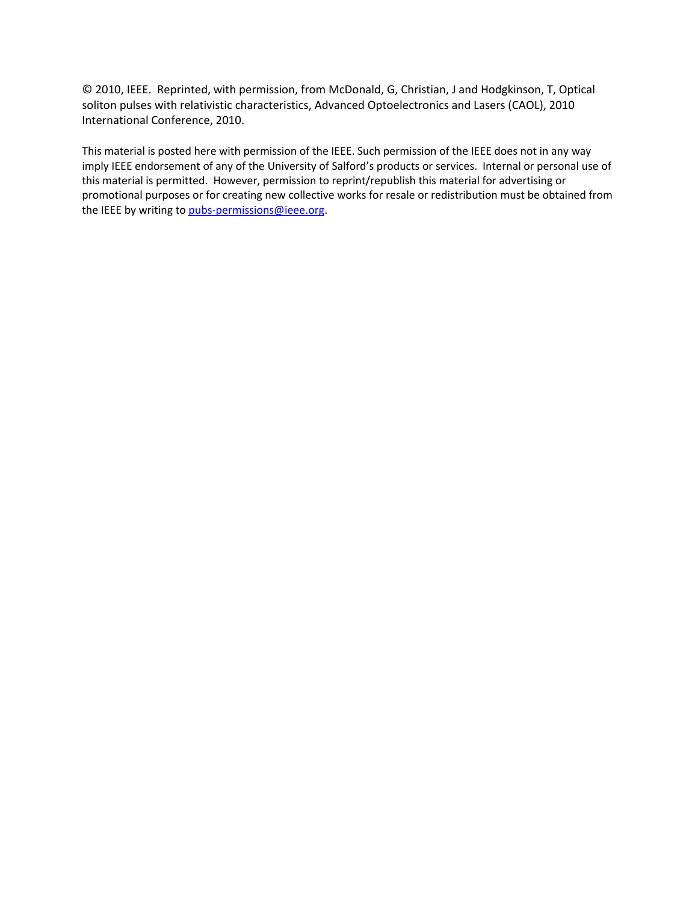© 2010, IEEE. Reprinted, with permission, from McDonald, G, Christian, J and Hodgkinson, T, Optical soliton pulses with relativistic characteristics, Advanced Optoelectronics and Lasers (CAOL), 2010 International Conference, 2010.

This material is posted here with permission of the IEEE. Such permission of the IEEE does not in any way imply IEEE endorsement of any of the University of Salford's products or services. Internal or personal use of this material is permitted. However, permission to reprint/republish this material for advertising or promotional purposes or for creating new collective works for resale or redistribution must be obtained from the IEEE by writing to [pubs-permissions@ieee.org](mailto:pubs-permissions@ieee.org).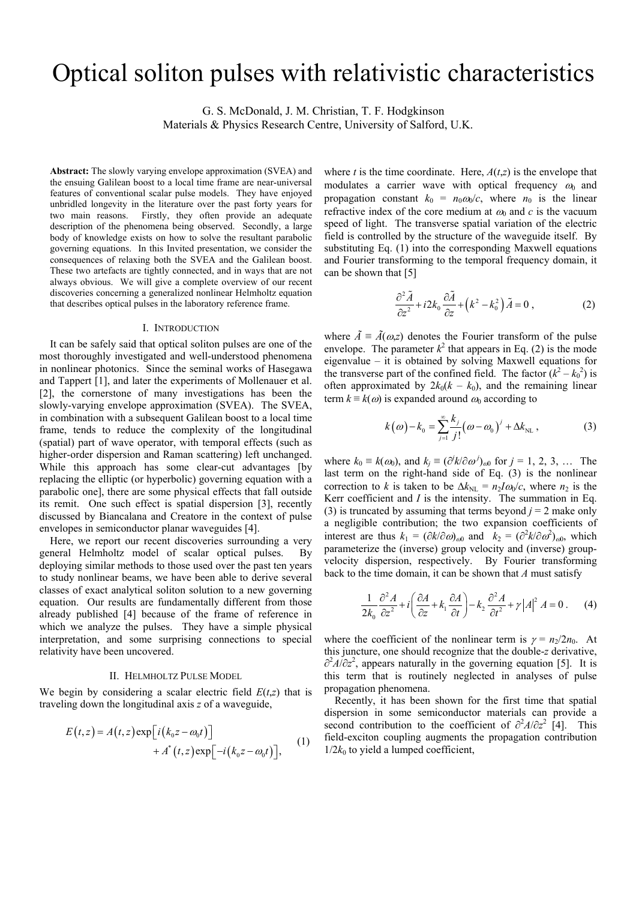# Optical soliton pulses with relativistic characteristics

G. S. McDonald, J. M. Christian, T. F. Hodgkinson
Materials & Physics Research Centre, University of Salford, U.K.

**Abstract:** The slowly varying envelope approximation (SVEA) and the ensuing Galilean boost to a local time frame are near-universal features of conventional scalar pulse models. They have enjoyed unbridled longevity in the literature over the past forty years for two main reasons. Firstly, they often provide an adequate description of the phenomena being observed. Secondly, a large body of knowledge exists on how to solve the resultant parabolic governing equations. In this Invited presentation, we consider the consequences of relaxing both the SVEA and the Galilean boost. These two artefacts are tightly connected, and in ways that are not always obvious. We will give a complete overview of our recent discoveries concerning a generalized nonlinear Helmholtz equation that describes optical pulses in the laboratory reference frame.

## I. Introduction

It can be safely said that optical soliton pulses are one of the most thoroughly investigated and well-understood phenomena in nonlinear photonics. Since the seminal works of Hasegawa and Tappert [1], and later the experiments of Mollenauer et al. [2], the cornerstone of many investigations has been the slowly-varying envelope approximation (SVEA). The SVEA, in combination with a subsequent Galilean boost to a local time frame, tends to reduce the complexity of the longitudinal (spatial) part of wave operator, with temporal effects (such as higher-order dispersion and Raman scattering) left unchanged. While this approach has some clear-cut advantages [by replacing the elliptic (or hyperbolic) governing equation with a parabolic one], there are some physical effects that fall outside its remit. One such effect is spatial dispersion [3], recently discussed by Biancalana and Creatore in the context of pulse envelopes in semiconductor planar waveguides [4].

Here, we report our recent discoveries surrounding a very general Helmholtz model of scalar optical pulses. By deploying similar methods to those used over the past ten years to study nonlinear beams, we have been able to derive several classes of exact analytical soliton solution to a new governing equation. Our results are fundamentally different from those already published [4] because of the frame of reference in which we analyze the pulses. They have a simple physical interpretation, and some surprising connections to special relativity have been uncovered.

## II. Helmholtz Pulse Model

We begin by considering a scalar electric field $E(t,z)$ that is traveling down the longitudinal axis $z$ of a waveguide,

$$E(t,z) = A(t,z)\exp\left[i\left(k_0 z - \omega_0 t\right)\right] + A^*(t,z)\exp\left[-i\left(k_0 z - \omega_0 t\right)\right], \tag{1}$$

where $t$ is the time coordinate. Here, $A(t,z)$ is the envelope that modulates a carrier wave with optical frequency $\omega_0$ and propagation constant $k_0 = n_0\omega_0/c$, where $n_0$ is the linear refractive index of the core medium at $\omega_0$ and $c$ is the vacuum speed of light. The transverse spatial variation of the electric field is controlled by the structure of the waveguide itself. By substituting Eq. (1) into the corresponding Maxwell equations and Fourier transforming to the temporal frequency domain, it can be shown that [5]

$$\frac{\partial^2 \tilde{A}}{\partial z^2} + i2k_0\frac{\partial \tilde{A}}{\partial z} + \left(k^2 - k_0^2\right)\tilde{A} = 0, \tag{2}$$

where $\tilde{A} \equiv \tilde{A}(\omega,z)$ denotes the Fourier transform of the pulse envelope. The parameter $k^2$ that appears in Eq. (2) is the mode eigenvalue – it is obtained by solving Maxwell equations for the transverse part of the confined field. The factor $(k^2 - k_0^2)$ is often approximated by $2k_0(k - k_0)$, and the remaining linear term $k \equiv k(\omega)$ is expanded around $\omega_0$ according to

$$k(\omega) - k_0 = \sum_{j=1}^{\infty}\frac{k_j}{j!}\left(\omega - \omega_0\right)^j + \Delta k_{\mathrm{NL}}, \tag{3}$$

where $k_0 \equiv k(\omega_0)$, and $k_j \equiv (\partial^j k/\partial\omega^j)_{\omega 0}$ for $j = 1, 2, 3, \ldots$ The last term on the right-hand side of Eq. (3) is the nonlinear correction to $k$ is taken to be $\Delta k_{\mathrm{NL}} = n_2 I\omega_0/c$, where $n_2$ is the Kerr coefficient and $I$ is the intensity. The summation in Eq. (3) is truncated by assuming that terms beyond $j = 2$ make only a negligible contribution; the two expansion coefficients of interest are thus $k_1 = (\partial k/\partial\omega)_{\omega 0}$ and $k_2 = (\partial^2 k/\partial\omega^2)_{\omega 0}$, which parameterize the (inverse) group velocity and (inverse) group-velocity dispersion, respectively. By Fourier transforming back to the time domain, it can be shown that $A$ must satisfy

$$\frac{1}{2k_0}\frac{\partial^2 A}{\partial z^2} + i\left(\frac{\partial A}{\partial z} + k_1\frac{\partial A}{\partial t}\right) - k_2\frac{\partial^2 A}{\partial t^2} + \gamma|A|^2 A = 0. \tag{4}$$

where the coefficient of the nonlinear term is $\gamma = n_2/2n_0$. At this juncture, one should recognize that the double-$z$ derivative, $\partial^2 A/\partial z^2$, appears naturally in the governing equation [5]. It is this term that is routinely neglected in analyses of pulse propagation phenomena.

Recently, it has been shown for the first time that spatial dispersion in some semiconductor materials can provide a second contribution to the coefficient of $\partial^2 A/\partial z^2$ [4]. This field-exciton coupling augments the propagation contribution $1/2k_0$ to yield a lumped coefficient,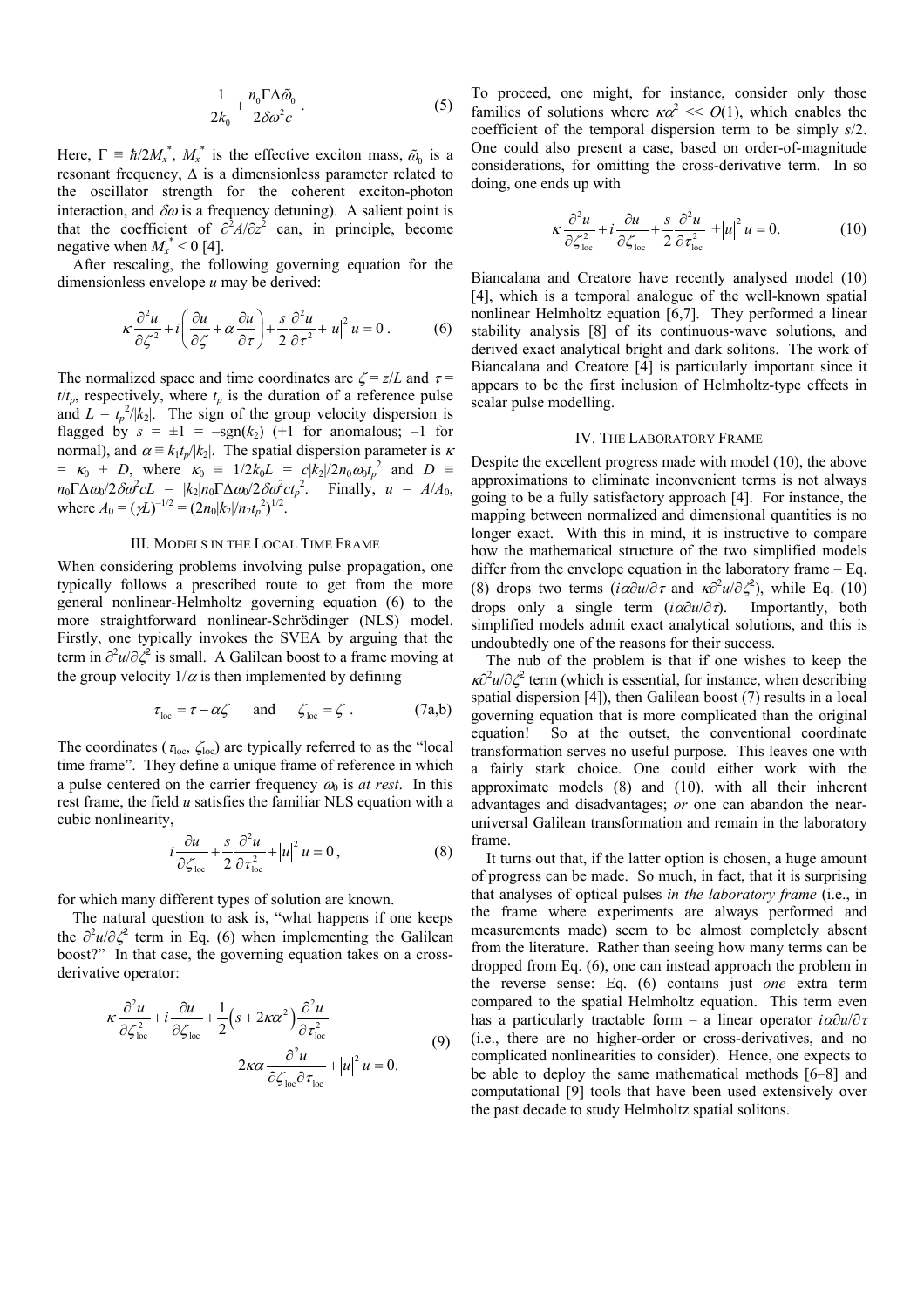$$\frac{1}{2k_0} + \frac{n_0 \Gamma \Delta \tilde{\omega}_0}{2\delta\omega^2 c}. \qquad (5)$$

Here, $\Gamma \equiv \hbar/2M_x^*$, $M_x^*$ is the effective exciton mass, $\tilde{\omega}_0$ is a resonant frequency, $\Delta$ is a dimensionless parameter related to the oscillator strength for the coherent exciton-photon interaction, and $\delta\omega$ is a frequency detuning). A salient point is that the coefficient of $\partial^2 A/\partial z^2$ can, in principle, become negative when $M_x^* < 0$ [4].

After rescaling, the following governing equation for the dimensionless envelope $u$ may be derived:

$$\kappa \frac{\partial^2 u}{\partial \zeta^2} + i\left(\frac{\partial u}{\partial \zeta} + \alpha \frac{\partial u}{\partial \tau}\right) + \frac{s}{2}\frac{\partial^2 u}{\partial \tau^2} + |u|^2 u = 0. \qquad (6)$$

The normalized space and time coordinates are $\zeta = z/L$ and $\tau = t/t_p$, respectively, where $t_p$ is the duration of a reference pulse and $L = t_p^2/|k_2|$. The sign of the group velocity dispersion is flagged by $s = \pm 1 = -\mathrm{sgn}(k_2)$ (+1 for anomalous; –1 for normal), and $\alpha \equiv k_1 t_p/|k_2|$. The spatial dispersion parameter is $\kappa = \kappa_0 + D$, where $\kappa_0 \equiv 1/2k_0 L = c|k_2|/2n_0\omega_0 t_p^2$ and $D \equiv n_0\Gamma\Delta\omega_0/2\delta\omega^2 cL = |k_2|n_0\Gamma\Delta\omega_0/2\delta\omega^2 c t_p^2$. Finally, $u = A/A_0$, where $A_0 = (\gamma L)^{-1/2} = (2n_0|k_2|/n_2 t_p^2)^{1/2}$.

## III. Models in the Local Time Frame

When considering problems involving pulse propagation, one typically follows a prescribed route to get from the more general nonlinear-Helmholtz governing equation (6) to the more straightforward nonlinear-Schrödinger (NLS) model. Firstly, one typically invokes the SVEA by arguing that the term in $\partial^2 u/\partial \zeta^2$ is small. A Galilean boost to a frame moving at the group velocity $1/\alpha$ is then implemented by defining

$$\tau_{\mathrm{loc}} = \tau - \alpha\zeta \quad \text{and} \quad \zeta_{\mathrm{loc}} = \zeta. \qquad (7\text{a,b})$$

The coordinates ($\tau_{\mathrm{loc}}$, $\zeta_{\mathrm{loc}}$) are typically referred to as the "local time frame". They define a unique frame of reference in which a pulse centered on the carrier frequency $\omega_0$ is *at rest*. In this rest frame, the field $u$ satisfies the familiar NLS equation with a cubic nonlinearity,

$$i\frac{\partial u}{\partial \zeta_{\mathrm{loc}}} + \frac{s}{2}\frac{\partial^2 u}{\partial \tau_{\mathrm{loc}}^2} + |u|^2 u = 0, \qquad (8)$$

for which many different types of solution are known.

The natural question to ask is, "what happens if one keeps the $\partial^2 u/\partial \zeta^2$ term in Eq. (6) when implementing the Galilean boost?" In that case, the governing equation takes on a cross-derivative operator:

$$\kappa \frac{\partial^2 u}{\partial \zeta_{\mathrm{loc}}^2} + i\frac{\partial u}{\partial \zeta_{\mathrm{loc}}} + \frac{1}{2}\left(s + 2\kappa\alpha^2\right)\frac{\partial^2 u}{\partial \tau_{\mathrm{loc}}^2} - 2\kappa\alpha\frac{\partial^2 u}{\partial \zeta_{\mathrm{loc}}\partial \tau_{\mathrm{loc}}} + |u|^2 u = 0. \qquad (9)$$

To proceed, one might, for instance, consider only those families of solutions where $\kappa\alpha^2 << O(1)$, which enables the coefficient of the temporal dispersion term to be simply $s/2$. One could also present a case, based on order-of-magnitude considerations, for omitting the cross-derivative term. In so doing, one ends up with

$$\kappa \frac{\partial^2 u}{\partial \zeta_{\mathrm{loc}}^2} + i\frac{\partial u}{\partial \zeta_{\mathrm{loc}}} + \frac{s}{2}\frac{\partial^2 u}{\partial \tau_{\mathrm{loc}}^2} + |u|^2 u = 0. \qquad (10)$$

Biancalana and Creatore have recently analysed model (10) [4], which is a temporal analogue of the well-known spatial nonlinear Helmholtz equation [6,7]. They performed a linear stability analysis [8] of its continuous-wave solutions, and derived exact analytical bright and dark solitons. The work of Biancalana and Creatore [4] is particularly important since it appears to be the first inclusion of Helmholtz-type effects in scalar pulse modelling.

## IV. The Laboratory Frame

Despite the excellent progress made with model (10), the above approximations to eliminate inconvenient terms is not always going to be a fully satisfactory approach [4]. For instance, the mapping between normalized and dimensional quantities is no longer exact. With this in mind, it is instructive to compare how the mathematical structure of the two simplified models differ from the envelope equation in the laboratory frame – Eq. (8) drops two terms ($i\alpha\partial u/\partial\tau$ and $\kappa\partial^2 u/\partial\zeta^2$), while Eq. (10) drops only a single term ($i\alpha\partial u/\partial\tau$). Importantly, both simplified models admit exact analytical solutions, and this is undoubtedly one of the reasons for their success.

The nub of the problem is that if one wishes to keep the $\kappa\partial^2 u/\partial\zeta^2$ term (which is essential, for instance, when describing spatial dispersion [4]), then Galilean boost (7) results in a local governing equation that is more complicated than the original equation! So at the outset, the conventional coordinate transformation serves no useful purpose. This leaves one with a fairly stark choice. One could either work with the approximate models (8) and (10), with all their inherent advantages and disadvantages; *or* one can abandon the near-universal Galilean transformation and remain in the laboratory frame.

It turns out that, if the latter option is chosen, a huge amount of progress can be made. So much, in fact, that it is surprising that analyses of optical pulses *in the laboratory frame* (i.e., in the frame where experiments are always performed and measurements made) seem to be almost completely absent from the literature. Rather than seeing how many terms can be dropped from Eq. (6), one can instead approach the problem in the reverse sense: Eq. (6) contains just *one* extra term compared to the spatial Helmholtz equation. This term even has a particularly tractable form – a linear operator $i\alpha\partial u/\partial\tau$ (i.e., there are no higher-order or cross-derivatives, and no complicated nonlinearities to consider). Hence, one expects to be able to deploy the same mathematical methods [6–8] and computational [9] tools that have been used extensively over the past decade to study Helmholtz spatial solitons.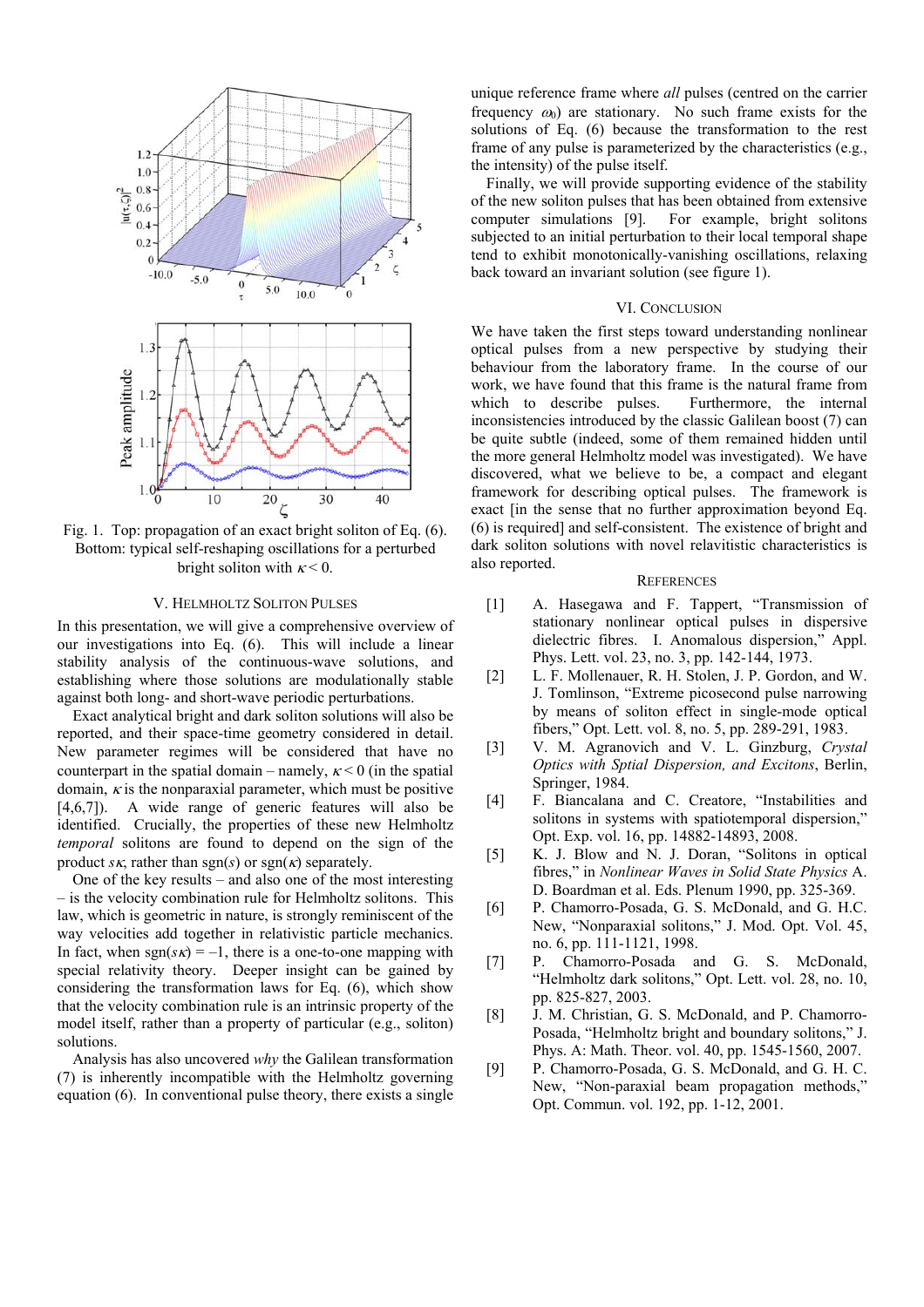1.2
1.0
$|u(\tau,\zeta)|^2$
0.8
0.6
0.4
0.2
0
-10.0
-5.0
0
5.0
10.0
$\tau$
0
1
2
3
4
5
$\zeta$

1.3
1.2
1.1
1.0
Peak amplitude
0
10
20
30
40
$\zeta$

Fig. 1. Top: propagation of an exact bright soliton of Eq. (6). Bottom: typical self-reshaping oscillations for a perturbed bright soliton with $\kappa < 0$.

## V. Helmholtz Soliton Pulses

In this presentation, we will give a comprehensive overview of our investigations into Eq. (6). This will include a linear stability analysis of the continuous-wave solutions, and establishing where those solutions are modulationally stable against both long- and short-wave periodic perturbations.

Exact analytical bright and dark soliton solutions will also be reported, and their space-time geometry considered in detail. New parameter regimes will be considered that have no counterpart in the spatial domain – namely, $\kappa < 0$ (in the spatial domain, $\kappa$ is the nonparaxial parameter, which must be positive [4,6,7]). A wide range of generic features will also be identified. Crucially, the properties of these new Helmholtz *temporal* solitons are found to depend on the sign of the product $s\kappa$, rather than $\text{sgn}(s)$ or $\text{sgn}(\kappa)$ separately.

One of the key results – and also one of the most interesting – is the velocity combination rule for Helmholtz solitons. This law, which is geometric in nature, is strongly reminiscent of the way velocities add together in relativistic particle mechanics. In fact, when $\text{sgn}(s\kappa) = -1$, there is a one-to-one mapping with special relativity theory. Deeper insight can be gained by considering the transformation laws for Eq. (6), which show that the velocity combination rule is an intrinsic property of the model itself, rather than a property of particular (e.g., soliton) solutions.

Analysis has also uncovered *why* the Galilean transformation (7) is inherently incompatible with the Helmholtz governing equation (6). In conventional pulse theory, there exists a single unique reference frame where *all* pulses (centred on the carrier frequency $\omega_0$) are stationary. No such frame exists for the solutions of Eq. (6) because the transformation to the rest frame of any pulse is parameterized by the characteristics (e.g., the intensity) of the pulse itself.

Finally, we will provide supporting evidence of the stability of the new soliton pulses that has been obtained from extensive computer simulations [9]. For example, bright solitons subjected to an initial perturbation to their local temporal shape tend to exhibit monotonically-vanishing oscillations, relaxing back toward an invariant solution (see figure 1).

## VI. Conclusion

We have taken the first steps toward understanding nonlinear optical pulses from a new perspective by studying their behaviour from the laboratory frame. In the course of our work, we have found that this frame is the natural frame from which to describe pulses. Furthermore, the internal inconsistencies introduced by the classic Galilean boost (7) can be quite subtle (indeed, some of them remained hidden until the more general Helmholtz model was investigated). We have discovered, what we believe to be, a compact and elegant framework for describing optical pulses. The framework is exact [in the sense that no further approximation beyond Eq. (6) is required] and self-consistent. The existence of bright and dark soliton solutions with novel relavitistic characteristics is also reported.

## References

[1] A. Hasegawa and F. Tappert, "Transmission of stationary nonlinear optical pulses in dispersive dielectric fibers. I. Anomalous dispersion," Appl. Phys. Lett. vol. 23, no. 3, pp. 142-144, 1973.

[2] L. F. Mollenauer, R. H. Stolen, J. P. Gordon, and W. J. Tomlinson, "Extreme picosecond pulse narrowing by means of soliton effect in single-mode optical fibers," Opt. Lett. vol. 8, no. 5, pp. 289-291, 1983.

[3] V. M. Agranovich and V. L. Ginzburg, *Crystal Optics with Sptial Dispersion, and Excitons*, Berlin, Springer, 1984.

[4] F. Biancalana and C. Creatore, "Instabilities and solitons in systems with spatiotemporal dispersion," Opt. Exp. vol. 16, pp. 14882-14893, 2008.

[5] K. J. Blow and N. J. Doran, "Solitons in optical fibres," in *Nonlinear Waves in Solid State Physics* A. D. Boardman et al. Eds. Plenum 1990, pp. 325-369.

[6] P. Chamorro-Posada, G. S. McDonald, and G. H.C. New, "Nonparaxial solitons," J. Mod. Opt. Vol. 45, no. 6, pp. 111-1121, 1998.

[7] P. Chamorro-Posada and G. S. McDonald, "Helmholtz dark solitons," Opt. Lett. vol. 28, no. 10, pp. 825-827, 2003.

[8] J. M. Christian, G. S. McDonald, and P. Chamorro-Posada, "Helmholtz bright and boundary solitons," J. Phys. A: Math. Theor. vol. 40, pp. 1545-1560, 2007.

[9] P. Chamorro-Posada, G. S. McDonald, and G. H. C. New, "Non-paraxial beam propagation methods," Opt. Commun. vol. 192, pp. 1-12, 2001.